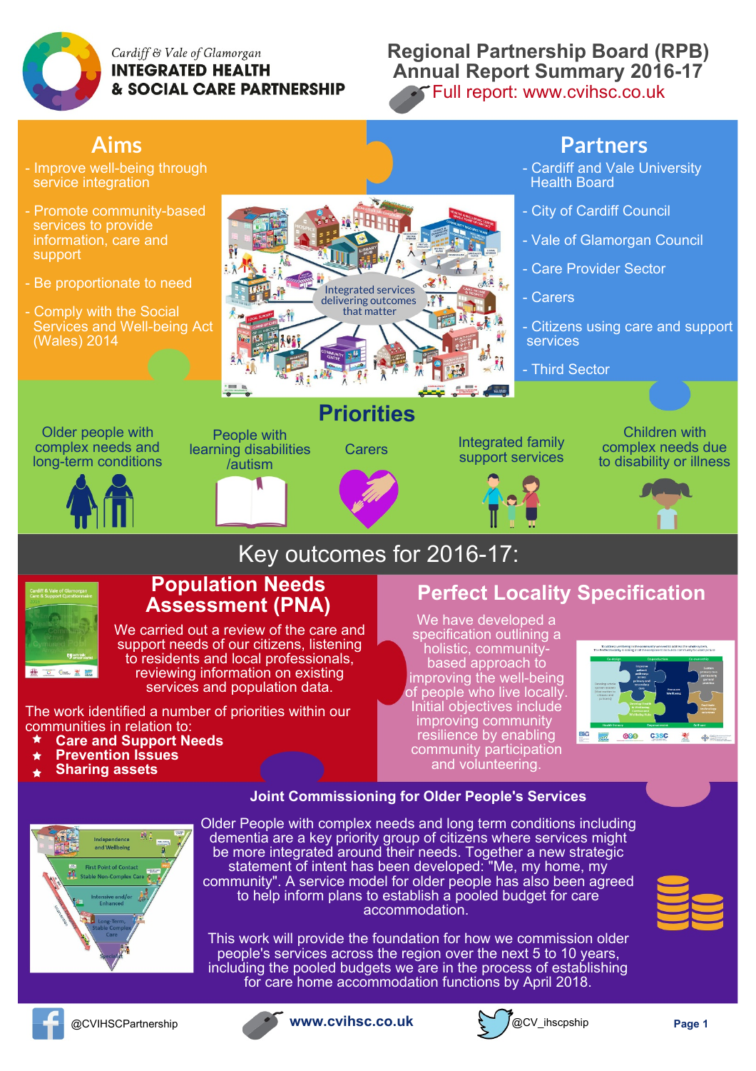Cardiff & Vale of Glamorgan
**INTEGRATED HEALTH & SOCIAL CARE PARTNERSHIP**

# Regional Partnership Board (RPB) Annual Report Summary 2016-17

Full report: www.cvihsc.co.uk

## Aims

- Improve well-being through service integration
- Promote community-based services to provide information, care and support
- Be proportionate to need
- Comply with the Social Services and Well-being Act (Wales) 2014

Integrated services delivering outcomes that matter

## Partners

- Cardiff and Vale University Health Board
- City of Cardiff Council
- Vale of Glamorgan Council
- Care Provider Sector
- Carers
- Citizens using care and support services
- Third Sector

## Priorities

- Older people with complex needs and long-term conditions
- People with learning disabilities /autism
- Carers
- Integrated family support services
- Children with complex needs due to disability or illness

## Key outcomes for 2016-17:

### Population Needs Assessment (PNA)

We carried out a review of the care and support needs of our citizens, listening to residents and local professionals, reviewing information on existing services and population data.

The work identified a number of priorities within our communities in relation to:

- **Care and Support Needs**
- **Prevention Issues**
- **Sharing assets**

### Perfect Locality Specification

We have developed a specification outlining a holistic, community-based approach to improving the well-being of people who live locally. Initial objectives include improving community resilience by enabling community participation and volunteering.

### Joint Commissioning for Older People's Services

Independence and Wellbeing
First Point of Contact Stable Non-Complex Care
Intensive and/or Enhanced
Long-Term, Stable Complex Care
Specialist

Older People with complex needs and long term conditions including dementia are a key priority group of citizens where services might be more integrated around their needs. Together a new strategic statement of intent has been developed: "Me, my home, my community". A service model for older people has also been agreed to help inform plans to establish a pooled budget for care accommodation.

This work will provide the foundation for how we commission older people's services across the region over the next 5 to 10 years, including the pooled budgets we are in the process of establishing for care home accommodation functions by April 2018.

@CVIHSCPartnership | www.cvihsc.co.uk | @CV_ihscpship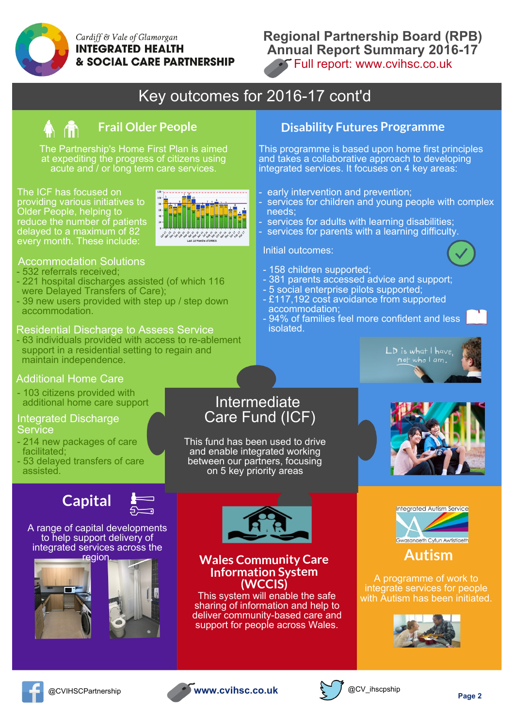Cardiff & Vale of Glamorgan
**INTEGRATED HEALTH & SOCIAL CARE PARTNERSHIP**

# Regional Partnership Board (RPB) Annual Report Summary 2016-17

Full report: www.cvihsc.co.uk

## Key outcomes for 2016-17 cont'd

### Frail Older People

The Partnership's Home First Plan is aimed at expediting the progress of citizens using acute and / or long term care services.

The ICF has focused on providing various initiatives to Older People, helping to reduce the number of patients delayed to a maximum of 82 every month. These include:

#### Accommodation Solutions

- 532 referrals received;
- 221 hospital discharges assisted (of which 116 were Delayed Transfers of Care);
- 39 new users provided with step up / step down accommodation.

#### Residential Discharge to Assess Service

- 63 individuals provided with access to re-ablement support in a residential setting to regain and maintain independence.

#### Additional Home Care

- 103 citizens provided with additional home care support

#### Integrated Discharge Service

- 214 new packages of care facilitated;
- 53 delayed transfers of care assisted.

### Disability Futures Programme

This programme is based upon home first principles and takes a collaborative approach to developing integrated services. It focuses on 4 key areas:

- early intervention and prevention;
- services for children and young people with complex needs;
- services for adults with learning disabilities;
- services for parents with a learning difficulty.

Initial outcomes:

- 158 children supported;
- 381 parents accessed advice and support;
- 5 social enterprise pilots supported;
- £117,192 cost avoidance from supported accommodation;
- 94% of families feel more confident and less isolated.

LD is what I have, not who I am.

### Intermediate Care Fund (ICF)

This fund has been used to drive and enable integrated working between our partners, focusing on 5 key priority areas

### Capital

A range of capital developments to help support delivery of integrated services across the region.

### Wales Community Care Information System (WCCIS)

This system will enable the safe sharing of information and help to deliver community-based care and support for people across Wales.

### Autism

Integrated Autism Service
Gwasanaeth Cyfun Awtistiaeth

A programme of work to integrate services for people with Autism has been initiated.

@CVIHSCPartnership | www.cvihsc.co.uk | @CV_ihscpship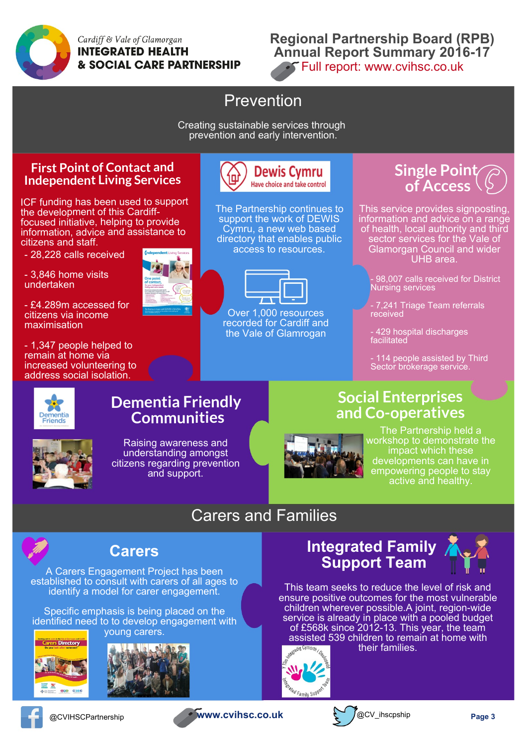Cardiff & Vale of Glamorgan
**INTEGRATED HEALTH & SOCIAL CARE PARTNERSHIP**

# Regional Partnership Board (RPB) Annual Report Summary 2016-17

Full report: www.cvihsc.co.uk

## Prevention

Creating sustainable services through prevention and early intervention.

### First Point of Contact and Independent Living Services

ICF funding has been used to support the development of this Cardiff-focused initiative, helping to provide information, advice and assistance to citizens and staff.

- 28,228 calls received
- 3,846 home visits undertaken
- £4.289m accessed for citizens via income maximisation
- 1,347 people helped to remain at home via increased volunteering to address social isolation.

### Dewis Cymru

Have choice and take control

The Partnership continues to support the work of DEWIS Cymru, a new web based directory that enables public access to resources.

Over 1,000 resources recorded for Cardiff and the Vale of Glamorgan

### Single Point of Access

This service provides signposting, information and advice on a range of health, local authority and third sector services for the Vale of Glamorgan Council and wider UHB area.

- 98,007 calls received for District Nursing services
- 7,241 Triage Team referrals received
- 429 hospital discharges facilitated
- 114 people assisted by Third Sector brokerage service.

### Dementia Friendly Communities

Raising awareness and understanding amongst citizens regarding prevention and support.

### Social Enterprises and Co-operatives

The Partnership held a workshop to demonstrate the impact which these developments can have in empowering people to stay active and healthy.

## Carers and Families

### Carers

A Carers Engagement Project has been established to consult with carers of all ages to identify a model for carer engagement.

Specific emphasis is being placed on the identified need to to develop engagement with young carers.

### Integrated Family Support Team

This team seeks to reduce the level of risk and ensure positive outcomes for the most vulnerable children wherever possible.A joint, region-wide service is already in place with a pooled budget of £568k since 2012-13. This year, the team assisted 539 children to remain at home with their families.

@CVIHSCPartnership www.cvihsc.co.uk @CV_ihscpship